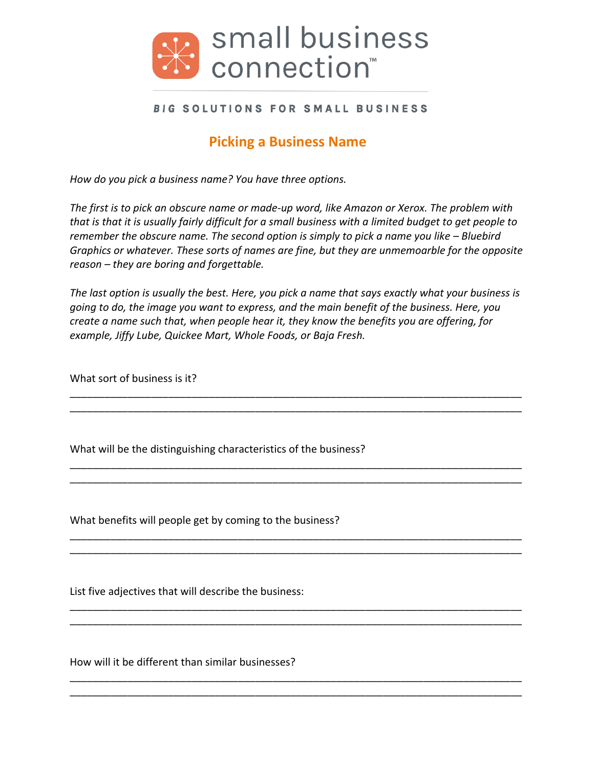small business connection™

**BIG SOLUTIONS FOR SMALL BUSINESS**

# Picking a Business Name

*How do you pick a business name? You have three options.*

*The first is to pick an obscure name or made-up word, like Amazon or Xerox. The problem with that is that it is usually fairly difficult for a small business with a limited budget to get people to remember the obscure name. The second option is simply to pick a name you like – Bluebird Graphics or whatever. These sorts of names are fine, but they are unmemoarble for the opposite reason – they are boring and forgettable.*

*The last option is usually the best. Here, you pick a name that says exactly what your business is going to do, the image you want to express, and the main benefit of the business. Here, you create a name such that, when people hear it, they know the benefits you are offering, for example, Jiffy Lube, Quickee Mart, Whole Foods, or Baja Fresh.*

What sort of business is it?

____________________________________________________________________________
____________________________________________________________________________

What will be the distinguishing characteristics of the business?

____________________________________________________________________________
____________________________________________________________________________

What benefits will people get by coming to the business?

____________________________________________________________________________
____________________________________________________________________________

List five adjectives that will describe the business:

____________________________________________________________________________
____________________________________________________________________________

How will it be different than similar businesses?

____________________________________________________________________________
____________________________________________________________________________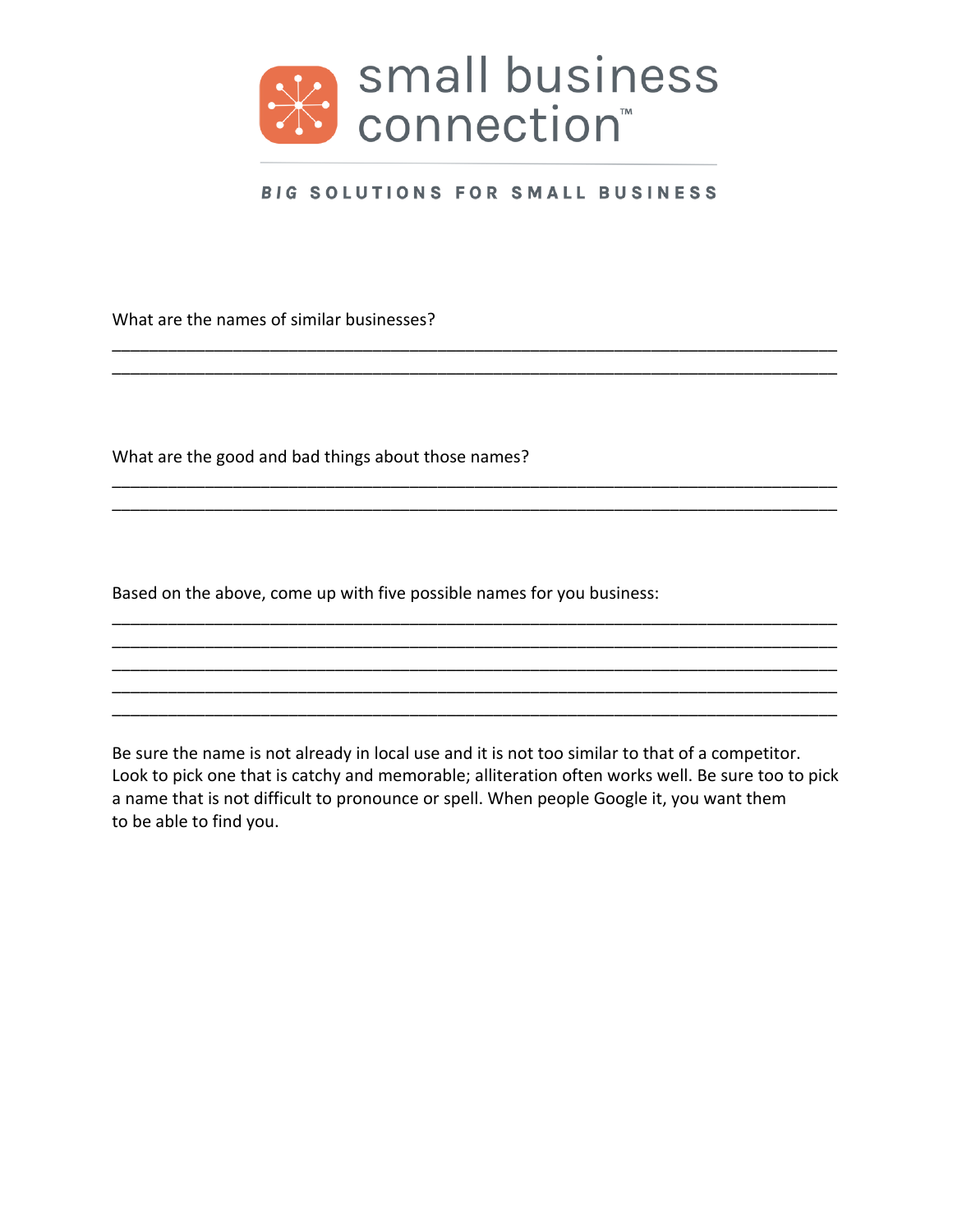small business connection™

***BIG*** **SOLUTIONS FOR SMALL BUSINESS**

What are the names of similar businesses?

______________________________________________________________________________
______________________________________________________________________________

What are the good and bad things about those names?

______________________________________________________________________________
______________________________________________________________________________

Based on the above, come up with five possible names for you business:

______________________________________________________________________________
______________________________________________________________________________
______________________________________________________________________________
______________________________________________________________________________
______________________________________________________________________________

Be sure the name is not already in local use and it is not too similar to that of a competitor. Look to pick one that is catchy and memorable; alliteration often works well. Be sure too to pick a name that is not difficult to pronounce or spell. When people Google it, you want them to be able to find you.